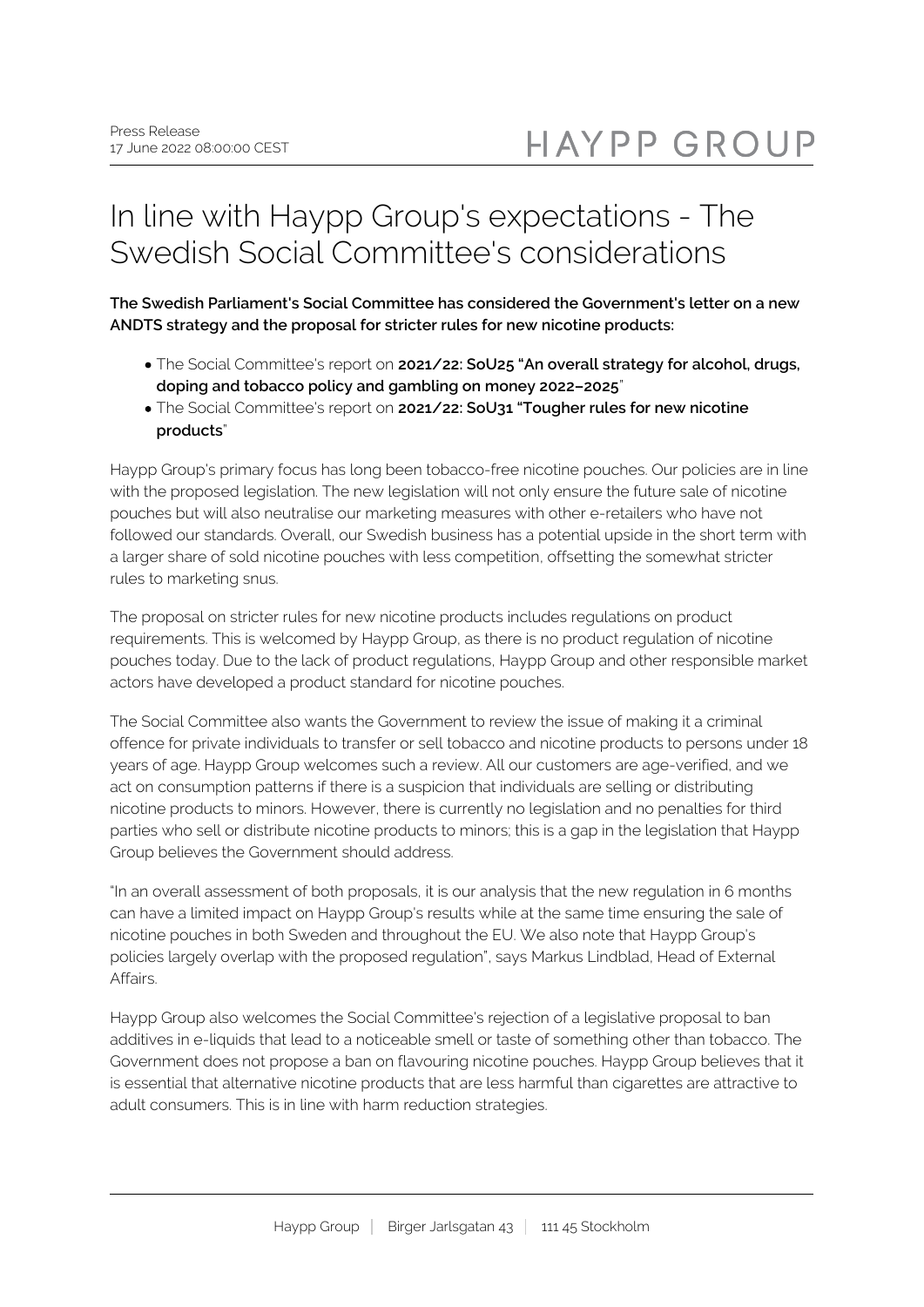Press Release
17 June 2022 08:00:00 CEST

HAYPP GROUP

# In line with Haypp Group's expectations - The Swedish Social Committee's considerations

**The Swedish Parliament's Social Committee has considered the Government's letter on a new ANDTS strategy and the proposal for stricter rules for new nicotine products:**

- The Social Committee's report on **2021/22: SoU25 "An overall strategy for alcohol, drugs, doping and tobacco policy and gambling on money 2022–2025**"
- The Social Committee's report on **2021/22: SoU31 "Tougher rules for new nicotine products**"

Haypp Group's primary focus has long been tobacco-free nicotine pouches. Our policies are in line with the proposed legislation. The new legislation will not only ensure the future sale of nicotine pouches but will also neutralise our marketing measures with other e-retailers who have not followed our standards. Overall, our Swedish business has a potential upside in the short term with a larger share of sold nicotine pouches with less competition, offsetting the somewhat stricter rules to marketing snus.

The proposal on stricter rules for new nicotine products includes regulations on product requirements. This is welcomed by Haypp Group, as there is no product regulation of nicotine pouches today. Due to the lack of product regulations, Haypp Group and other responsible market actors have developed a product standard for nicotine pouches.

The Social Committee also wants the Government to review the issue of making it a criminal offence for private individuals to transfer or sell tobacco and nicotine products to persons under 18 years of age. Haypp Group welcomes such a review. All our customers are age-verified, and we act on consumption patterns if there is a suspicion that individuals are selling or distributing nicotine products to minors. However, there is currently no legislation and no penalties for third parties who sell or distribute nicotine products to minors; this is a gap in the legislation that Haypp Group believes the Government should address.

"In an overall assessment of both proposals, it is our analysis that the new regulation in 6 months can have a limited impact on Haypp Group's results while at the same time ensuring the sale of nicotine pouches in both Sweden and throughout the EU. We also note that Haypp Group's policies largely overlap with the proposed regulation", says Markus Lindblad, Head of External Affairs.

Haypp Group also welcomes the Social Committee's rejection of a legislative proposal to ban additives in e-liquids that lead to a noticeable smell or taste of something other than tobacco. The Government does not propose a ban on flavouring nicotine pouches. Haypp Group believes that it is essential that alternative nicotine products that are less harmful than cigarettes are attractive to adult consumers. This is in line with harm reduction strategies.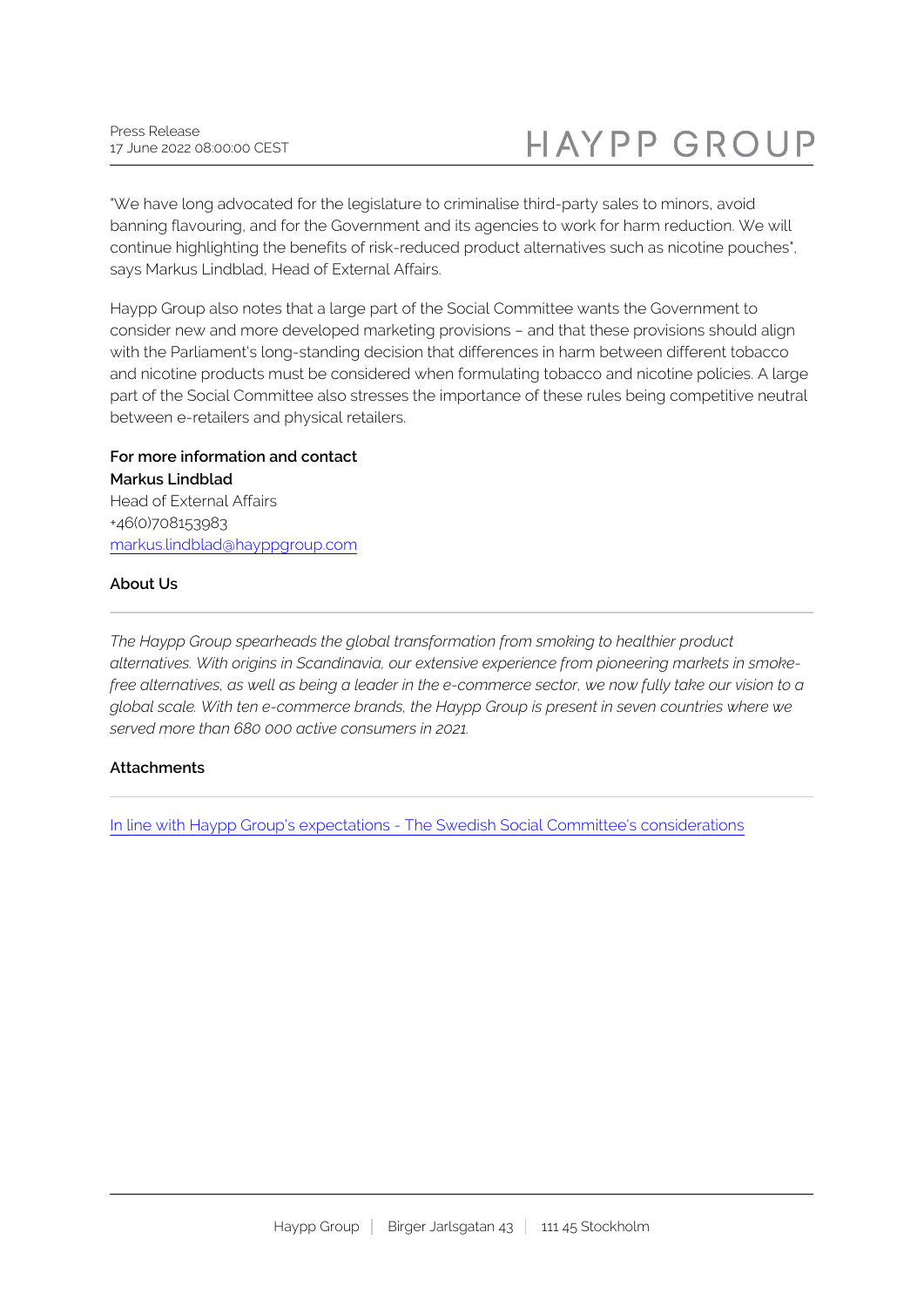"We have long advocated for the legislature to criminalise third-party sales to minors, avoid banning flavouring, and for the Government and its agencies to work for harm reduction. We will continue highlighting the benefits of risk-reduced product alternatives such as nicotine pouches", says Markus Lindblad, Head of External Affairs.

Haypp Group also notes that a large part of the Social Committee wants the Government to consider new and more developed marketing provisions – and that these provisions should align with the Parliament's long-standing decision that differences in harm between different tobacco and nicotine products must be considered when formulating tobacco and nicotine policies. A large part of the Social Committee also stresses the importance of these rules being competitive neutral between e-retailers and physical retailers.

**For more information and contact**
**Markus Lindblad**
Head of External Affairs
+46(0)708153983
markus.lindblad@hayppgroup.com

**About Us**

*The Haypp Group spearheads the global transformation from smoking to healthier product alternatives. With origins in Scandinavia, our extensive experience from pioneering markets in smoke-free alternatives, as well as being a leader in the e-commerce sector, we now fully take our vision to a global scale. With ten e-commerce brands, the Haypp Group is present in seven countries where we served more than 680 000 active consumers in 2021.*

**Attachments**

In line with Haypp Group's expectations - The Swedish Social Committee's considerations